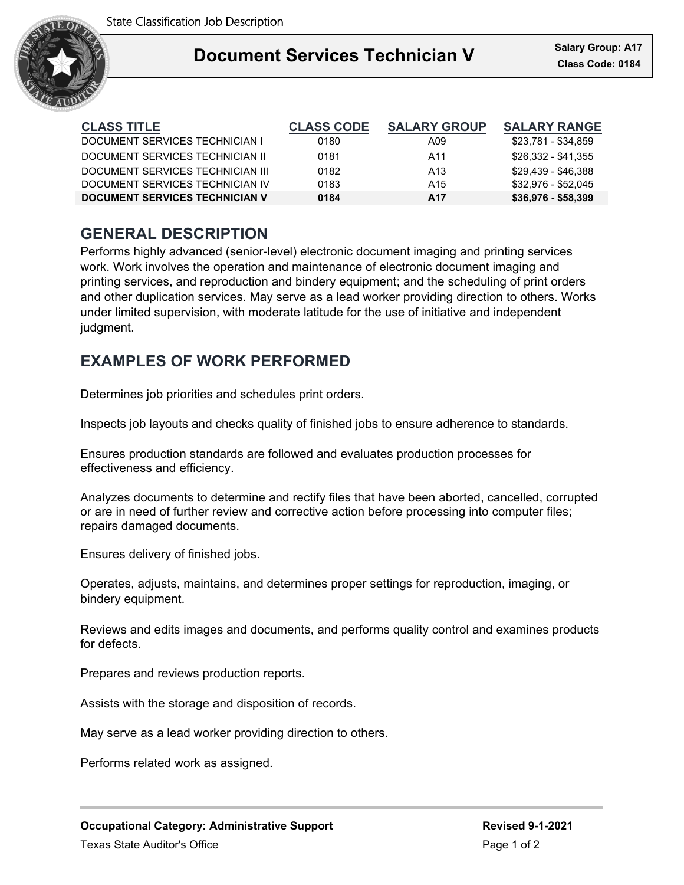State Classification Job Description

# Document Services Technician V

**Salary Group: A17**
**Class Code: 0184**

| CLASS TITLE | CLASS CODE | SALARY GROUP | SALARY RANGE |
|---|---|---|---|
| DOCUMENT SERVICES TECHNICIAN I | 0180 | A09 | $23,781 - $34,859 |
| DOCUMENT SERVICES TECHNICIAN II | 0181 | A11 | $26,332 - $41,355 |
| DOCUMENT SERVICES TECHNICIAN III | 0182 | A13 | $29,439 - $46,388 |
| DOCUMENT SERVICES TECHNICIAN IV | 0183 | A15 | $32,976 - $52,045 |
| **DOCUMENT SERVICES TECHNICIAN V** | **0184** | **A17** | **$36,976 - $58,399** |

## GENERAL DESCRIPTION

Performs highly advanced (senior-level) electronic document imaging and printing services work. Work involves the operation and maintenance of electronic document imaging and printing services, and reproduction and bindery equipment; and the scheduling of print orders and other duplication services. May serve as a lead worker providing direction to others. Works under limited supervision, with moderate latitude for the use of initiative and independent judgment.

## EXAMPLES OF WORK PERFORMED

Determines job priorities and schedules print orders.

Inspects job layouts and checks quality of finished jobs to ensure adherence to standards.

Ensures production standards are followed and evaluates production processes for effectiveness and efficiency.

Analyzes documents to determine and rectify files that have been aborted, cancelled, corrupted or are in need of further review and corrective action before processing into computer files; repairs damaged documents.

Ensures delivery of finished jobs.

Operates, adjusts, maintains, and determines proper settings for reproduction, imaging, or bindery equipment.

Reviews and edits images and documents, and performs quality control and examines products for defects.

Prepares and reviews production reports.

Assists with the storage and disposition of records.

May serve as a lead worker providing direction to others.

Performs related work as assigned.

**Occupational Category: Administrative Support**

**Revised 9-1-2021**

Texas State Auditor's Office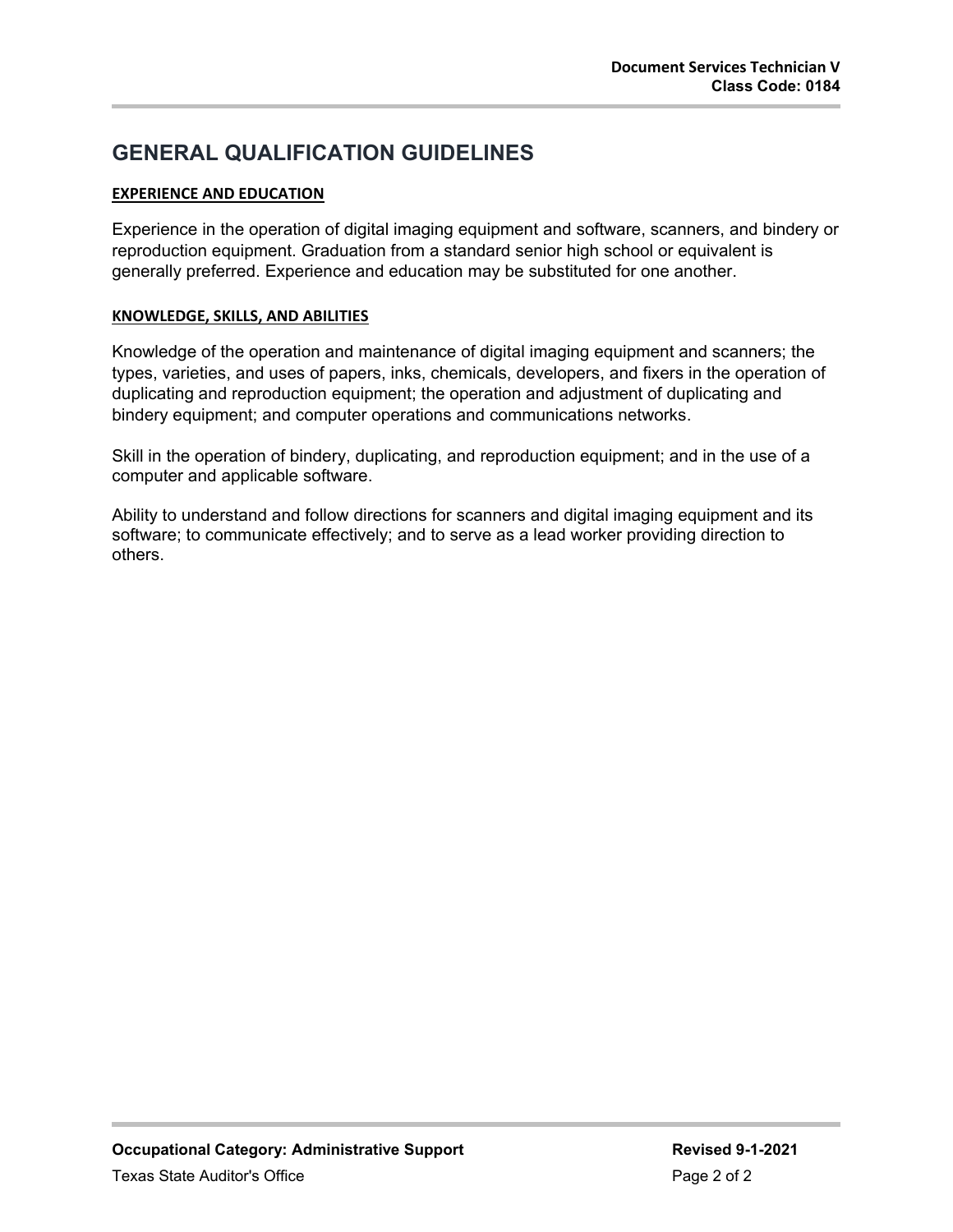# GENERAL QUALIFICATION GUIDELINES

**EXPERIENCE AND EDUCATION**

Experience in the operation of digital imaging equipment and software, scanners, and bindery or reproduction equipment. Graduation from a standard senior high school or equivalent is generally preferred. Experience and education may be substituted for one another.

**KNOWLEDGE, SKILLS, AND ABILITIES**

Knowledge of the operation and maintenance of digital imaging equipment and scanners; the types, varieties, and uses of papers, inks, chemicals, developers, and fixers in the operation of duplicating and reproduction equipment; the operation and adjustment of duplicating and bindery equipment; and computer operations and communications networks.

Skill in the operation of bindery, duplicating, and reproduction equipment; and in the use of a computer and applicable software.

Ability to understand and follow directions for scanners and digital imaging equipment and its software; to communicate effectively; and to serve as a lead worker providing direction to others.